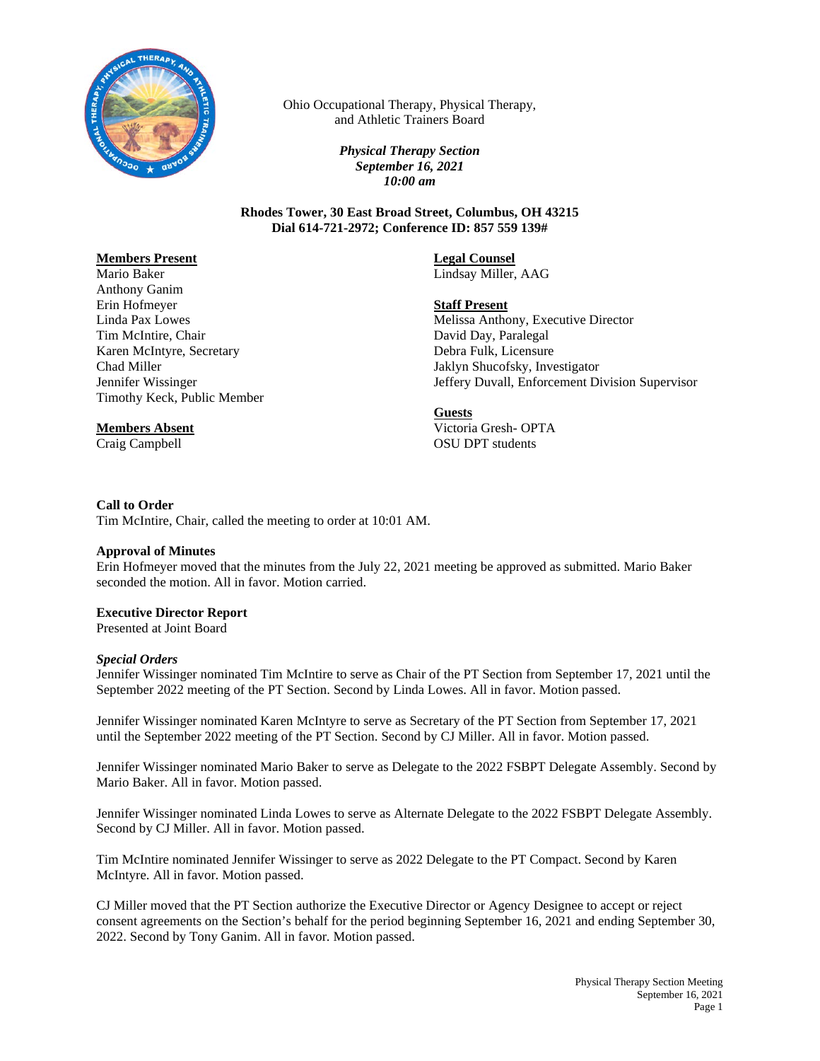Ohio Occupational Therapy, Physical Therapy, and Athletic Trainers Board

*Physical Therapy Section*
*September 16, 2021*
*10:00 am*

**Rhodes Tower, 30 East Broad Street, Columbus, OH 43215**
**Dial 614-721-2972; Conference ID: 857 559 139#**

**Members Present**
Mario Baker
Anthony Ganim
Erin Hofmeyer
Linda Pax Lowes
Tim McIntire, Chair
Karen McIntyre, Secretary
Chad Miller
Jennifer Wissinger
Timothy Keck, Public Member

**Members Absent**
Craig Campbell

**Legal Counsel**
Lindsay Miller, AAG

**Staff Present**
Melissa Anthony, Executive Director
David Day, Paralegal
Debra Fulk, Licensure
Jaklyn Shucofsky, Investigator
Jeffery Duvall, Enforcement Division Supervisor

**Guests**
Victoria Gresh- OPTA
OSU DPT students

**Call to Order**
Tim McIntire, Chair, called the meeting to order at 10:01 AM.

**Approval of Minutes**
Erin Hofmeyer moved that the minutes from the July 22, 2021 meeting be approved as submitted. Mario Baker seconded the motion. All in favor. Motion carried.

**Executive Director Report**
Presented at Joint Board

***Special Orders***
Jennifer Wissinger nominated Tim McIntire to serve as Chair of the PT Section from September 17, 2021 until the September 2022 meeting of the PT Section. Second by Linda Lowes. All in favor. Motion passed.

Jennifer Wissinger nominated Karen McIntyre to serve as Secretary of the PT Section from September 17, 2021 until the September 2022 meeting of the PT Section. Second by CJ Miller. All in favor. Motion passed.

Jennifer Wissinger nominated Mario Baker to serve as Delegate to the 2022 FSBPT Delegate Assembly. Second by Mario Baker. All in favor. Motion passed.

Jennifer Wissinger nominated Linda Lowes to serve as Alternate Delegate to the 2022 FSBPT Delegate Assembly. Second by CJ Miller. All in favor. Motion passed.

Tim McIntire nominated Jennifer Wissinger to serve as 2022 Delegate to the PT Compact. Second by Karen McIntyre. All in favor. Motion passed.

CJ Miller moved that the PT Section authorize the Executive Director or Agency Designee to accept or reject consent agreements on the Section's behalf for the period beginning September 16, 2021 and ending September 30, 2022. Second by Tony Ganim. All in favor. Motion passed.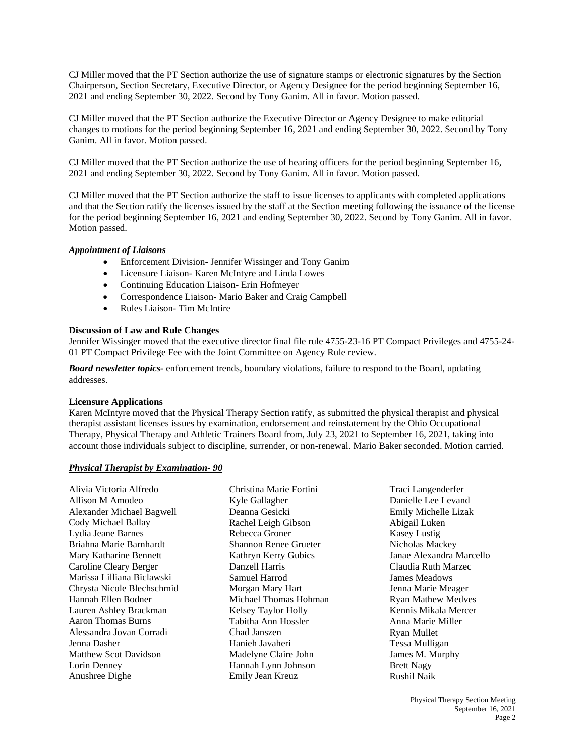CJ Miller moved that the PT Section authorize the use of signature stamps or electronic signatures by the Section Chairperson, Section Secretary, Executive Director, or Agency Designee for the period beginning September 16, 2021 and ending September 30, 2022. Second by Tony Ganim. All in favor. Motion passed.

CJ Miller moved that the PT Section authorize the Executive Director or Agency Designee to make editorial changes to motions for the period beginning September 16, 2021 and ending September 30, 2022. Second by Tony Ganim. All in favor. Motion passed.

CJ Miller moved that the PT Section authorize the use of hearing officers for the period beginning September 16, 2021 and ending September 30, 2022. Second by Tony Ganim. All in favor. Motion passed.

CJ Miller moved that the PT Section authorize the staff to issue licenses to applicants with completed applications and that the Section ratify the licenses issued by the staff at the Section meeting following the issuance of the license for the period beginning September 16, 2021 and ending September 30, 2022. Second by Tony Ganim. All in favor. Motion passed.

***Appointment of Liaisons***

- Enforcement Division- Jennifer Wissinger and Tony Ganim
- Licensure Liaison- Karen McIntyre and Linda Lowes
- Continuing Education Liaison- Erin Hofmeyer
- Correspondence Liaison- Mario Baker and Craig Campbell
- Rules Liaison- Tim McIntire

**Discussion of Law and Rule Changes**

Jennifer Wissinger moved that the executive director final file rule 4755-23-16 PT Compact Privileges and 4755-24-01 PT Compact Privilege Fee with the Joint Committee on Agency Rule review.

***Board newsletter topics***- enforcement trends, boundary violations, failure to respond to the Board, updating addresses.

**Licensure Applications**

Karen McIntyre moved that the Physical Therapy Section ratify, as submitted the physical therapist and physical therapist assistant licenses issues by examination, endorsement and reinstatement by the Ohio Occupational Therapy, Physical Therapy and Athletic Trainers Board from, July 23, 2021 to September 16, 2021, taking into account those individuals subject to discipline, surrender, or non-renewal. Mario Baker seconded. Motion carried.

***Physical Therapist by Examination- 90***

Alivia Victoria Alfredo
Allison M Amodeo
Alexander Michael Bagwell
Cody Michael Ballay
Lydia Jeane Barnes
Briahna Marie Barnhardt
Mary Katharine Bennett
Caroline Cleary Berger
Marissa Lilliana Biclawski
Chrysta Nicole Blechschmid
Hannah Ellen Bodner
Lauren Ashley Brackman
Aaron Thomas Burns
Alessandra Jovan Corradi
Jenna Dasher
Matthew Scot Davidson
Lorin Denney
Anushree Dighe
Christina Marie Fortini
Kyle Gallagher
Deanna Gesicki
Rachel Leigh Gibson
Rebecca Groner
Shannon Renee Grueter
Kathryn Kerry Gubics
Danzell Harris
Samuel Harrod
Morgan Mary Hart
Michael Thomas Hohman
Kelsey Taylor Holly
Tabitha Ann Hossler
Chad Janszen
Hanieh Javaheri
Madelyne Claire John
Hannah Lynn Johnson
Emily Jean Kreuz
Traci Langenderfer
Danielle Lee Levand
Emily Michelle Lizak
Abigail Luken
Kasey Lustig
Nicholas Mackey
Janae Alexandra Marcello
Claudia Ruth Marzec
James Meadows
Jenna Marie Meager
Ryan Mathew Medves
Kennis Mikala Mercer
Anna Marie Miller
Ryan Mullet
Tessa Mulligan
James M. Murphy
Brett Nagy
Rushil Naik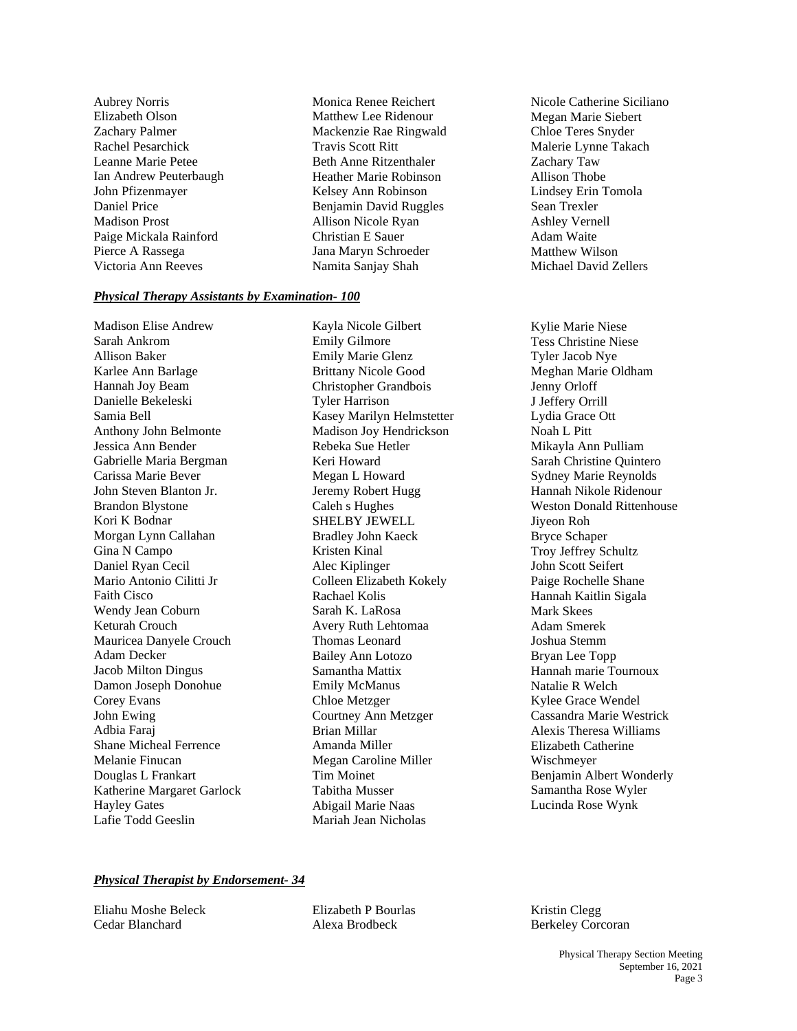Aubrey Norris
Elizabeth Olson
Zachary Palmer
Rachel Pesarchick
Leanne Marie Petee
Ian Andrew Peuterbaugh
John Pfizenmayer
Daniel Price
Madison Prost
Paige Mickala Rainford
Pierce A Rassega
Victoria Ann Reeves
Monica Renee Reichert
Matthew Lee Ridenour
Mackenzie Rae Ringwald
Travis Scott Ritt
Beth Anne Ritzenthaler
Heather Marie Robinson
Kelsey Ann Robinson
Benjamin David Ruggles
Allison Nicole Ryan
Christian E Sauer
Jana Maryn Schroeder
Namita Sanjay Shah
Nicole Catherine Siciliano
Megan Marie Siebert
Chloe Teres Snyder
Malerie Lynne Takach
Zachary Taw
Allison Thobe
Lindsey Erin Tomola
Sean Trexler
Ashley Vernell
Adam Waite
Matthew Wilson
Michael David Zellers

***Physical Therapy Assistants by Examination- 100***

Madison Elise Andrew
Sarah Ankrom
Allison Baker
Karlee Ann Barlage
Hannah Joy Beam
Danielle Bekeleski
Samia Bell
Anthony John Belmonte
Jessica Ann Bender
Gabrielle Maria Bergman
Carissa Marie Bever
John Steven Blanton Jr.
Brandon Blystone
Kori K Bodnar
Morgan Lynn Callahan
Gina N Campo
Daniel Ryan Cecil
Mario Antonio Cilitti Jr
Faith Cisco
Wendy Jean Coburn
Keturah Crouch
Mauricea Danyele Crouch
Adam Decker
Jacob Milton Dingus
Damon Joseph Donohue
Corey Evans
John Ewing
Adbia Faraj
Shane Micheal Ferrence
Melanie Finucan
Douglas L Frankart
Katherine Margaret Garlock
Hayley Gates
Lafie Todd Geeslin
Kayla Nicole Gilbert
Emily Gilmore
Emily Marie Glenz
Brittany Nicole Good
Christopher Grandbois
Tyler Harrison
Kasey Marilyn Helmstetter
Madison Joy Hendrickson
Rebeka Sue Hetler
Keri Howard
Megan L Howard
Jeremy Robert Hugg
Caleh s Hughes
SHELBY JEWELL
Bradley John Kaeck
Kristen Kinal
Alec Kiplinger
Colleen Elizabeth Kokely
Rachael Kolis
Sarah K. LaRosa
Avery Ruth Lehtomaa
Thomas Leonard
Bailey Ann Lotozo
Samantha Mattix
Emily McManus
Chloe Metzger
Courtney Ann Metzger
Brian Millar
Amanda Miller
Megan Caroline Miller
Tim Moinet
Tabitha Musser
Abigail Marie Naas
Mariah Jean Nicholas
Kylie Marie Niese
Tess Christine Niese
Tyler Jacob Nye
Meghan Marie Oldham
Jenny Orloff
J Jeffery Orrill
Lydia Grace Ott
Noah L Pitt
Mikayla Ann Pulliam
Sarah Christine Quintero
Sydney Marie Reynolds
Hannah Nikole Ridenour
Weston Donald Rittenhouse
Jiyeon Roh
Bryce Schaper
Troy Jeffrey Schultz
John Scott Seifert
Paige Rochelle Shane
Hannah Kaitlin Sigala
Mark Skees
Adam Smerek
Joshua Stemm
Bryan Lee Topp
Hannah marie Tournoux
Natalie R Welch
Kylee Grace Wendel
Cassandra Marie Westrick
Alexis Theresa Williams
Elizabeth Catherine Wischmeyer
Benjamin Albert Wonderly
Samantha Rose Wyler
Lucinda Rose Wynk

***Physical Therapist by Endorsement- 34***

Eliahu Moshe Beleck
Cedar Blanchard
Elizabeth P Bourlas
Alexa Brodbeck
Kristin Clegg
Berkeley Corcoran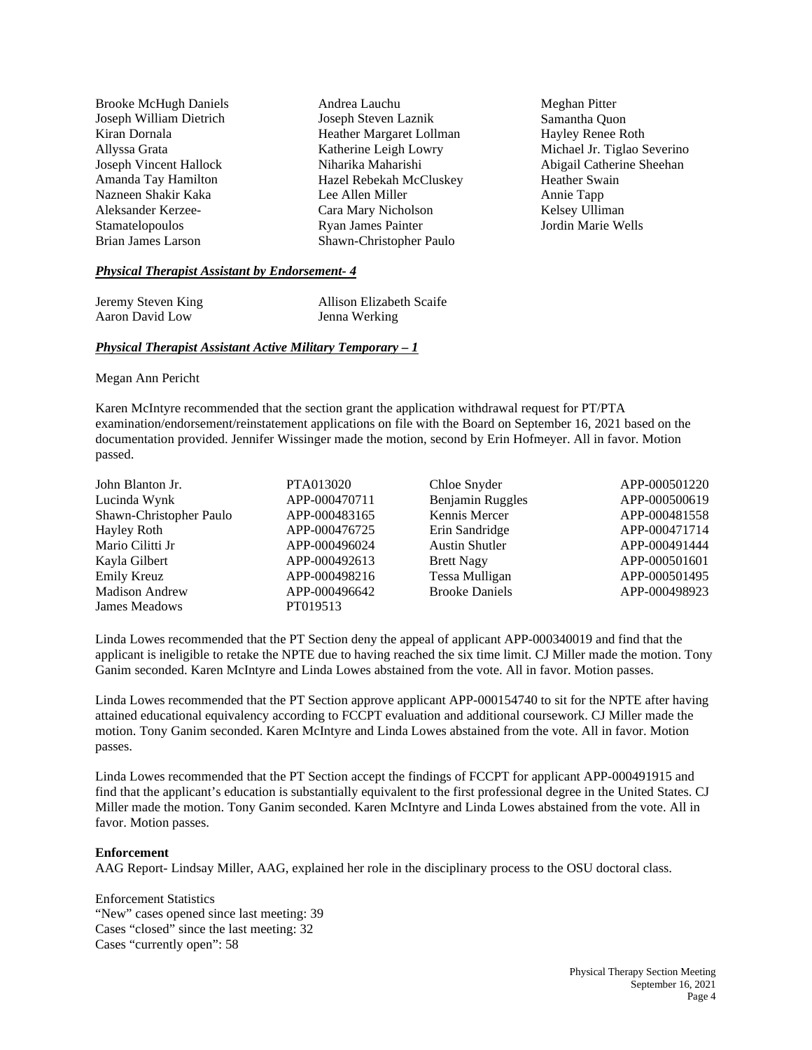Brooke McHugh Daniels
Joseph William Dietrich
Kiran Dornala
Allyssa Grata
Joseph Vincent Hallock
Amanda Tay Hamilton
Nazneen Shakir Kaka
Aleksander Kerzee-Stamatelopoulos
Brian James Larson
Andrea Lauchu
Joseph Steven Laznik
Heather Margaret Lollman
Katherine Leigh Lowry
Niharika Maharishi
Hazel Rebekah McCluskey
Lee Allen Miller
Cara Mary Nicholson
Ryan James Painter
Shawn-Christopher Paulo
Meghan Pitter
Samantha Quon
Hayley Renee Roth
Michael Jr. Tiglao Severino
Abigail Catherine Sheehan
Heather Swain
Annie Tapp
Kelsey Ulliman
Jordin Marie Wells

***Physical Therapist Assistant by Endorsement- 4***

Jeremy Steven King
Aaron David Low
Allison Elizabeth Scaife
Jenna Werking

***Physical Therapist Assistant Active Military Temporary – 1***

Megan Ann Pericht

Karen McIntyre recommended that the section grant the application withdrawal request for PT/PTA examination/endorsement/reinstatement applications on file with the Board on September 16, 2021 based on the documentation provided. Jennifer Wissinger made the motion, second by Erin Hofmeyer. All in favor. Motion passed.

| | | | |
|---|---|---|---|
| John Blanton Jr. | PTA013020 | Chloe Snyder | APP-000501220 |
| Lucinda Wynk | APP-000470711 | Benjamin Ruggles | APP-000500619 |
| Shawn-Christopher Paulo | APP-000483165 | Kennis Mercer | APP-000481558 |
| Hayley Roth | APP-000476725 | Erin Sandridge | APP-000471714 |
| Mario Cilitti Jr | APP-000496024 | Austin Shutler | APP-000491444 |
| Kayla Gilbert | APP-000492613 | Brett Nagy | APP-000501601 |
| Emily Kreuz | APP-000498216 | Tessa Mulligan | APP-000501495 |
| Madison Andrew | APP-000496642 | Brooke Daniels | APP-000498923 |
| James Meadows | PT019513 | | |

Linda Lowes recommended that the PT Section deny the appeal of applicant APP-000340019 and find that the applicant is ineligible to retake the NPTE due to having reached the six time limit. CJ Miller made the motion. Tony Ganim seconded. Karen McIntyre and Linda Lowes abstained from the vote. All in favor. Motion passes.

Linda Lowes recommended that the PT Section approve applicant APP-000154740 to sit for the NPTE after having attained educational equivalency according to FCCPT evaluation and additional coursework. CJ Miller made the motion. Tony Ganim seconded. Karen McIntyre and Linda Lowes abstained from the vote. All in favor. Motion passes.

Linda Lowes recommended that the PT Section accept the findings of FCCPT for applicant APP-000491915 and find that the applicant's education is substantially equivalent to the first professional degree in the United States. CJ Miller made the motion. Tony Ganim seconded. Karen McIntyre and Linda Lowes abstained from the vote. All in favor. Motion passes.

**Enforcement**

AAG Report- Lindsay Miller, AAG, explained her role in the disciplinary process to the OSU doctoral class.

Enforcement Statistics
"New" cases opened since last meeting: 39
Cases "closed" since the last meeting: 32
Cases "currently open": 58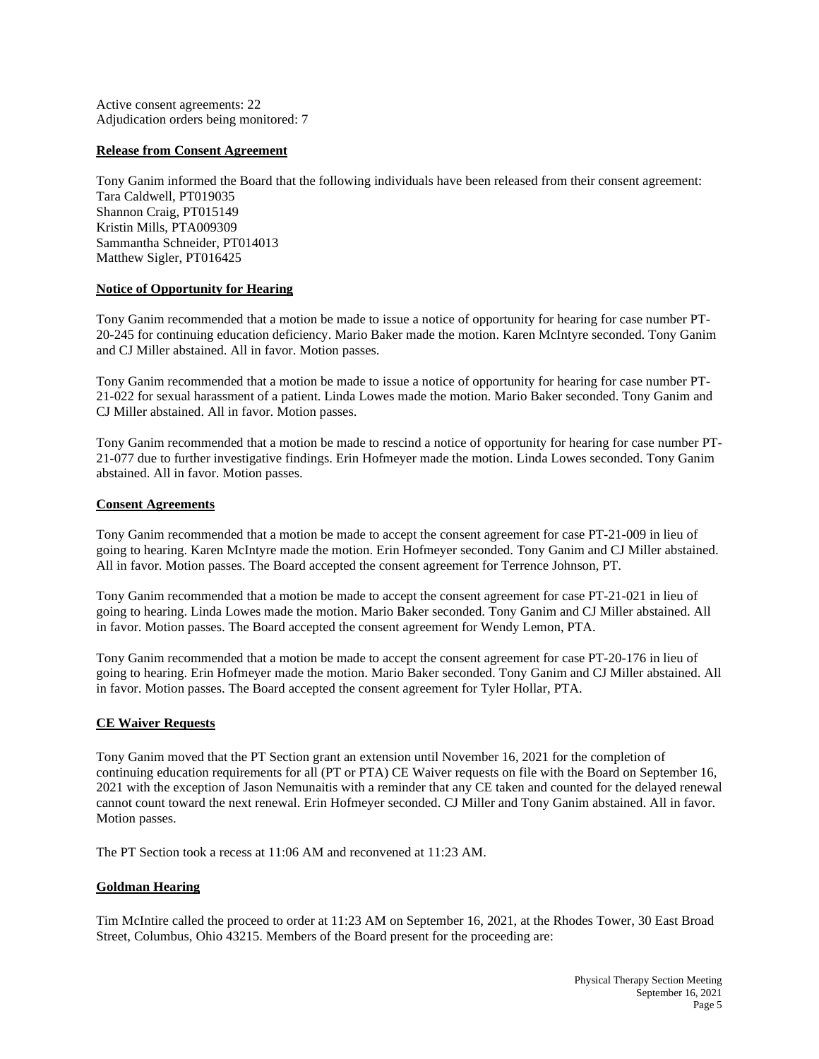Active consent agreements: 22
Adjudication orders being monitored: 7

**Release from Consent Agreement**

Tony Ganim informed the Board that the following individuals have been released from their consent agreement:
Tara Caldwell, PT019035
Shannon Craig, PT015149
Kristin Mills, PTA009309
Sammantha Schneider, PT014013
Matthew Sigler, PT016425

**Notice of Opportunity for Hearing**

Tony Ganim recommended that a motion be made to issue a notice of opportunity for hearing for case number PT-20-245 for continuing education deficiency. Mario Baker made the motion. Karen McIntyre seconded. Tony Ganim and CJ Miller abstained. All in favor. Motion passes.

Tony Ganim recommended that a motion be made to issue a notice of opportunity for hearing for case number PT-21-022 for sexual harassment of a patient. Linda Lowes made the motion. Mario Baker seconded. Tony Ganim and CJ Miller abstained. All in favor. Motion passes.

Tony Ganim recommended that a motion be made to rescind a notice of opportunity for hearing for case number PT-21-077 due to further investigative findings. Erin Hofmeyer made the motion. Linda Lowes seconded. Tony Ganim abstained. All in favor. Motion passes.

**Consent Agreements**

Tony Ganim recommended that a motion be made to accept the consent agreement for case PT-21-009 in lieu of going to hearing. Karen McIntyre made the motion. Erin Hofmeyer seconded. Tony Ganim and CJ Miller abstained. All in favor. Motion passes. The Board accepted the consent agreement for Terrence Johnson, PT.

Tony Ganim recommended that a motion be made to accept the consent agreement for case PT-21-021 in lieu of going to hearing. Linda Lowes made the motion. Mario Baker seconded. Tony Ganim and CJ Miller abstained. All in favor. Motion passes. The Board accepted the consent agreement for Wendy Lemon, PTA.

Tony Ganim recommended that a motion be made to accept the consent agreement for case PT-20-176 in lieu of going to hearing. Erin Hofmeyer made the motion. Mario Baker seconded. Tony Ganim and CJ Miller abstained. All in favor. Motion passes. The Board accepted the consent agreement for Tyler Hollar, PTA.

**CE Waiver Requests**

Tony Ganim moved that the PT Section grant an extension until November 16, 2021 for the completion of continuing education requirements for all (PT or PTA) CE Waiver requests on file with the Board on September 16, 2021 with the exception of Jason Nemunaitis with a reminder that any CE taken and counted for the delayed renewal cannot count toward the next renewal. Erin Hofmeyer seconded. CJ Miller and Tony Ganim abstained. All in favor. Motion passes.

The PT Section took a recess at 11:06 AM and reconvened at 11:23 AM.

**Goldman Hearing**

Tim McIntire called the proceed to order at 11:23 AM on September 16, 2021, at the Rhodes Tower, 30 East Broad Street, Columbus, Ohio 43215. Members of the Board present for the proceeding are: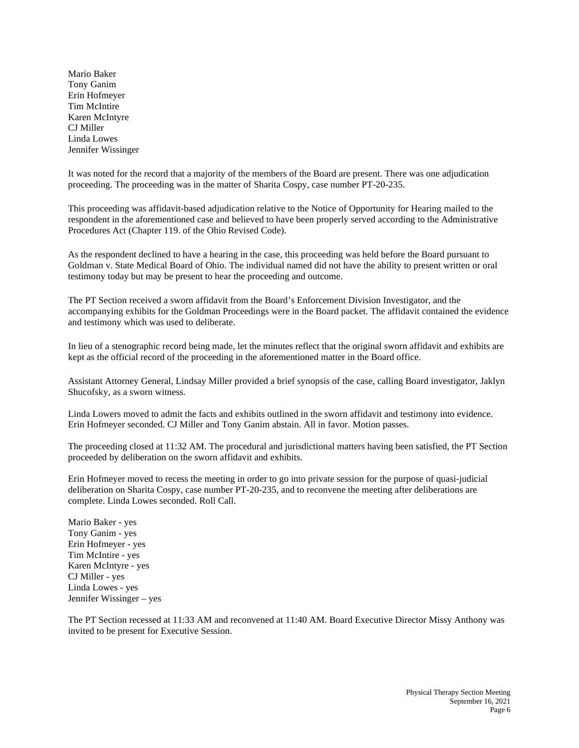Mario Baker
Tony Ganim
Erin Hofmeyer
Tim McIntire
Karen McIntyre
CJ Miller
Linda Lowes
Jennifer Wissinger

It was noted for the record that a majority of the members of the Board are present. There was one adjudication proceeding. The proceeding was in the matter of Sharita Cospy, case number PT-20-235.

This proceeding was affidavit-based adjudication relative to the Notice of Opportunity for Hearing mailed to the respondent in the aforementioned case and believed to have been properly served according to the Administrative Procedures Act (Chapter 119. of the Ohio Revised Code).

As the respondent declined to have a hearing in the case, this proceeding was held before the Board pursuant to Goldman v. State Medical Board of Ohio. The individual named did not have the ability to present written or oral testimony today but may be present to hear the proceeding and outcome.

The PT Section received a sworn affidavit from the Board's Enforcement Division Investigator, and the accompanying exhibits for the Goldman Proceedings were in the Board packet. The affidavit contained the evidence and testimony which was used to deliberate.

In lieu of a stenographic record being made, let the minutes reflect that the original sworn affidavit and exhibits are kept as the official record of the proceeding in the aforementioned matter in the Board office.

Assistant Attorney General, Lindsay Miller provided a brief synopsis of the case, calling Board investigator, Jaklyn Shucofsky, as a sworn witness.

Linda Lowers moved to admit the facts and exhibits outlined in the sworn affidavit and testimony into evidence. Erin Hofmeyer seconded. CJ Miller and Tony Ganim abstain. All in favor. Motion passes.

The proceeding closed at 11:32 AM. The procedural and jurisdictional matters having been satisfied, the PT Section proceeded by deliberation on the sworn affidavit and exhibits.

Erin Hofmeyer moved to recess the meeting in order to go into private session for the purpose of quasi-judicial deliberation on Sharita Cospy, case number PT-20-235, and to reconvene the meeting after deliberations are complete. Linda Lowes seconded. Roll Call.

Mario Baker - yes
Tony Ganim - yes
Erin Hofmeyer - yes
Tim McIntire - yes
Karen McIntyre - yes
CJ Miller - yes
Linda Lowes - yes
Jennifer Wissinger – yes

The PT Section recessed at 11:33 AM and reconvened at 11:40 AM. Board Executive Director Missy Anthony was invited to be present for Executive Session.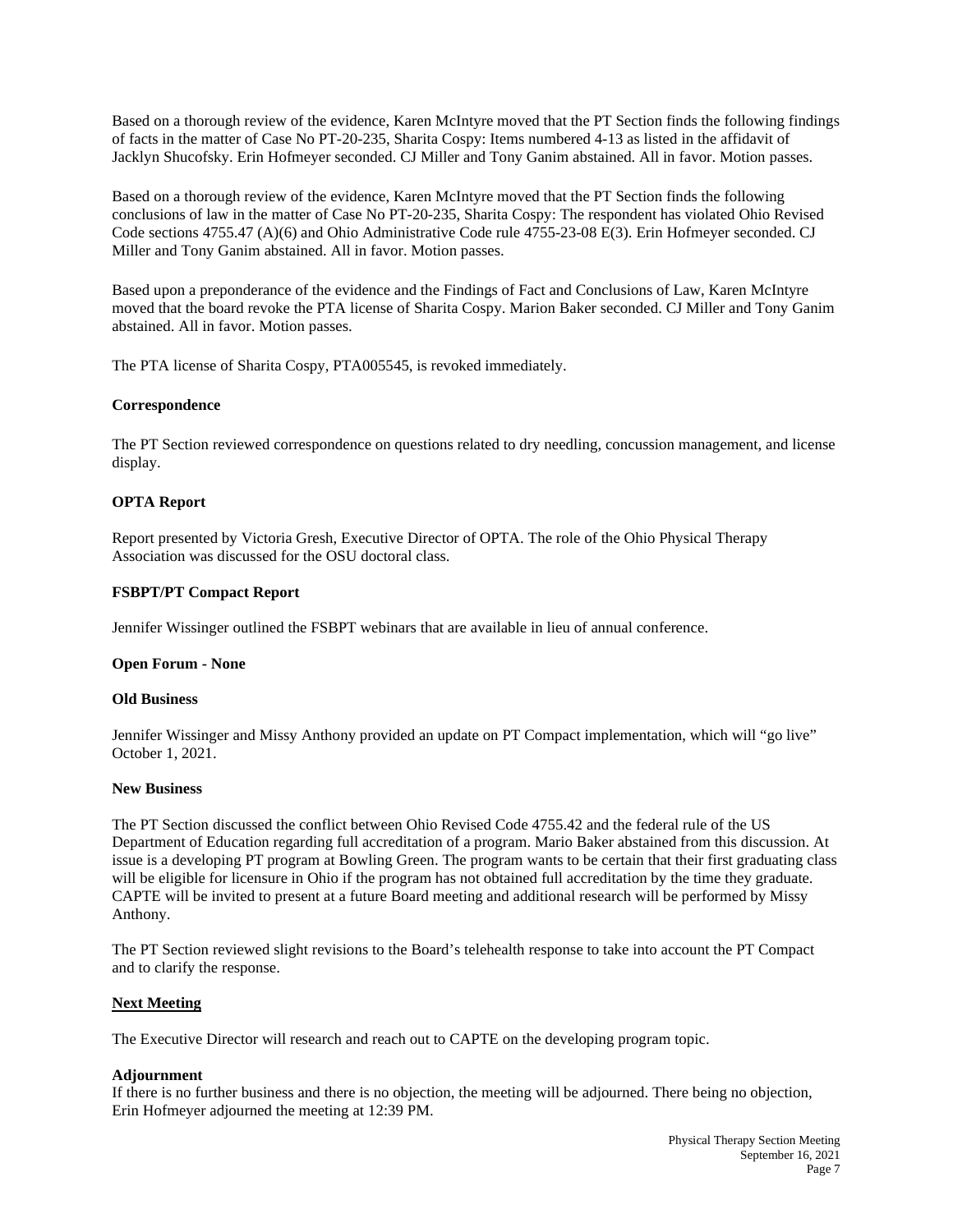Based on a thorough review of the evidence, Karen McIntyre moved that the PT Section finds the following findings of facts in the matter of Case No PT-20-235, Sharita Cospy: Items numbered 4-13 as listed in the affidavit of Jacklyn Shucofsky. Erin Hofmeyer seconded. CJ Miller and Tony Ganim abstained. All in favor. Motion passes.

Based on a thorough review of the evidence, Karen McIntyre moved that the PT Section finds the following conclusions of law in the matter of Case No PT-20-235, Sharita Cospy: The respondent has violated Ohio Revised Code sections 4755.47 (A)(6) and Ohio Administrative Code rule 4755-23-08 E(3). Erin Hofmeyer seconded. CJ Miller and Tony Ganim abstained. All in favor. Motion passes.

Based upon a preponderance of the evidence and the Findings of Fact and Conclusions of Law, Karen McIntyre moved that the board revoke the PTA license of Sharita Cospy. Marion Baker seconded. CJ Miller and Tony Ganim abstained. All in favor. Motion passes.

The PTA license of Sharita Cospy, PTA005545, is revoked immediately.

**Correspondence**

The PT Section reviewed correspondence on questions related to dry needling, concussion management, and license display.

**OPTA Report**

Report presented by Victoria Gresh, Executive Director of OPTA. The role of the Ohio Physical Therapy Association was discussed for the OSU doctoral class.

**FSBPT/PT Compact Report**

Jennifer Wissinger outlined the FSBPT webinars that are available in lieu of annual conference.

**Open Forum - None**

**Old Business**

Jennifer Wissinger and Missy Anthony provided an update on PT Compact implementation, which will "go live" October 1, 2021.

**New Business**

The PT Section discussed the conflict between Ohio Revised Code 4755.42 and the federal rule of the US Department of Education regarding full accreditation of a program. Mario Baker abstained from this discussion. At issue is a developing PT program at Bowling Green. The program wants to be certain that their first graduating class will be eligible for licensure in Ohio if the program has not obtained full accreditation by the time they graduate. CAPTE will be invited to present at a future Board meeting and additional research will be performed by Missy Anthony.

The PT Section reviewed slight revisions to the Board's telehealth response to take into account the PT Compact and to clarify the response.

**Next Meeting**

The Executive Director will research and reach out to CAPTE on the developing program topic.

**Adjournment**

If there is no further business and there is no objection, the meeting will be adjourned. There being no objection, Erin Hofmeyer adjourned the meeting at 12:39 PM.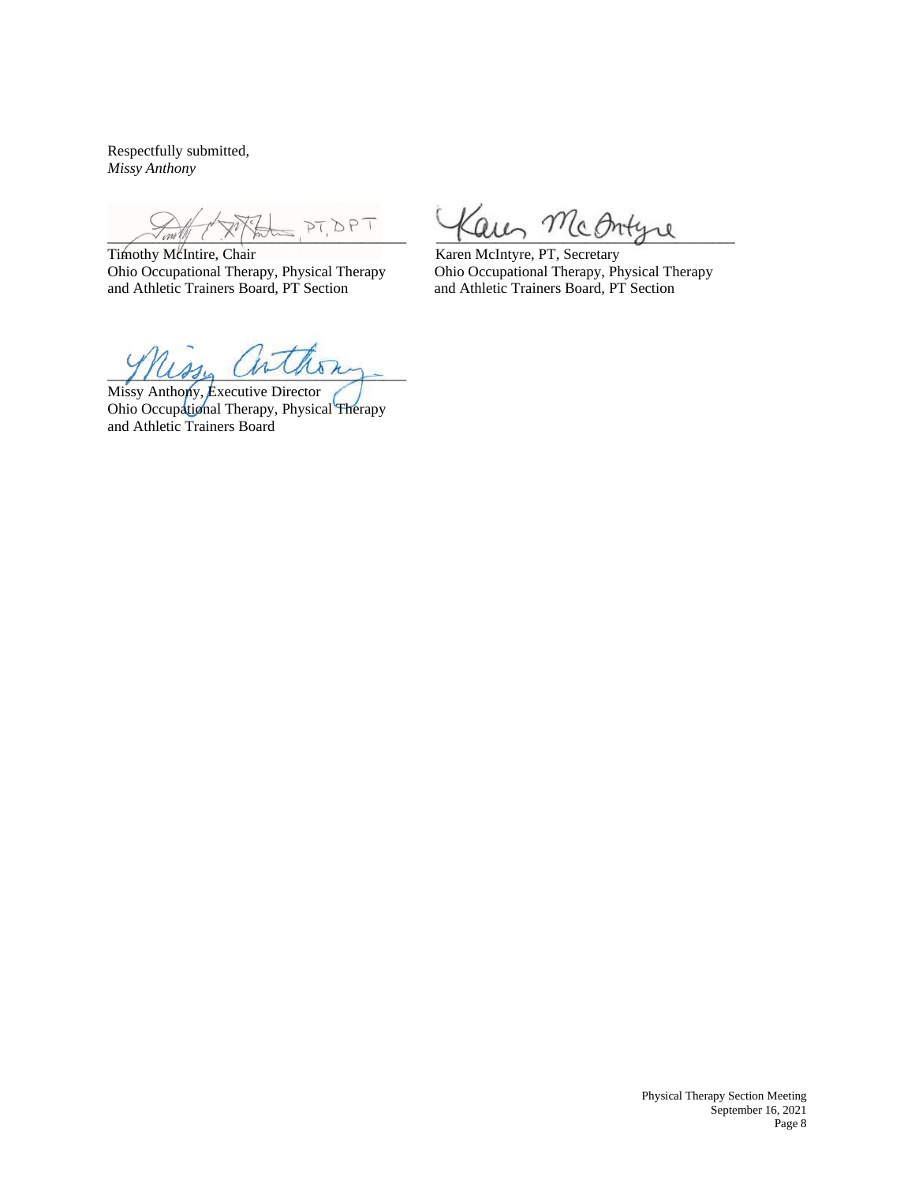Respectfully submitted,
*Missy Anthony*

Timothy McIntire, Chair
Ohio Occupational Therapy, Physical Therapy
and Athletic Trainers Board, PT Section

Karen McIntyre, PT, Secretary
Ohio Occupational Therapy, Physical Therapy
and Athletic Trainers Board, PT Section

Missy Anthony, Executive Director
Ohio Occupational Therapy, Physical Therapy
and Athletic Trainers Board